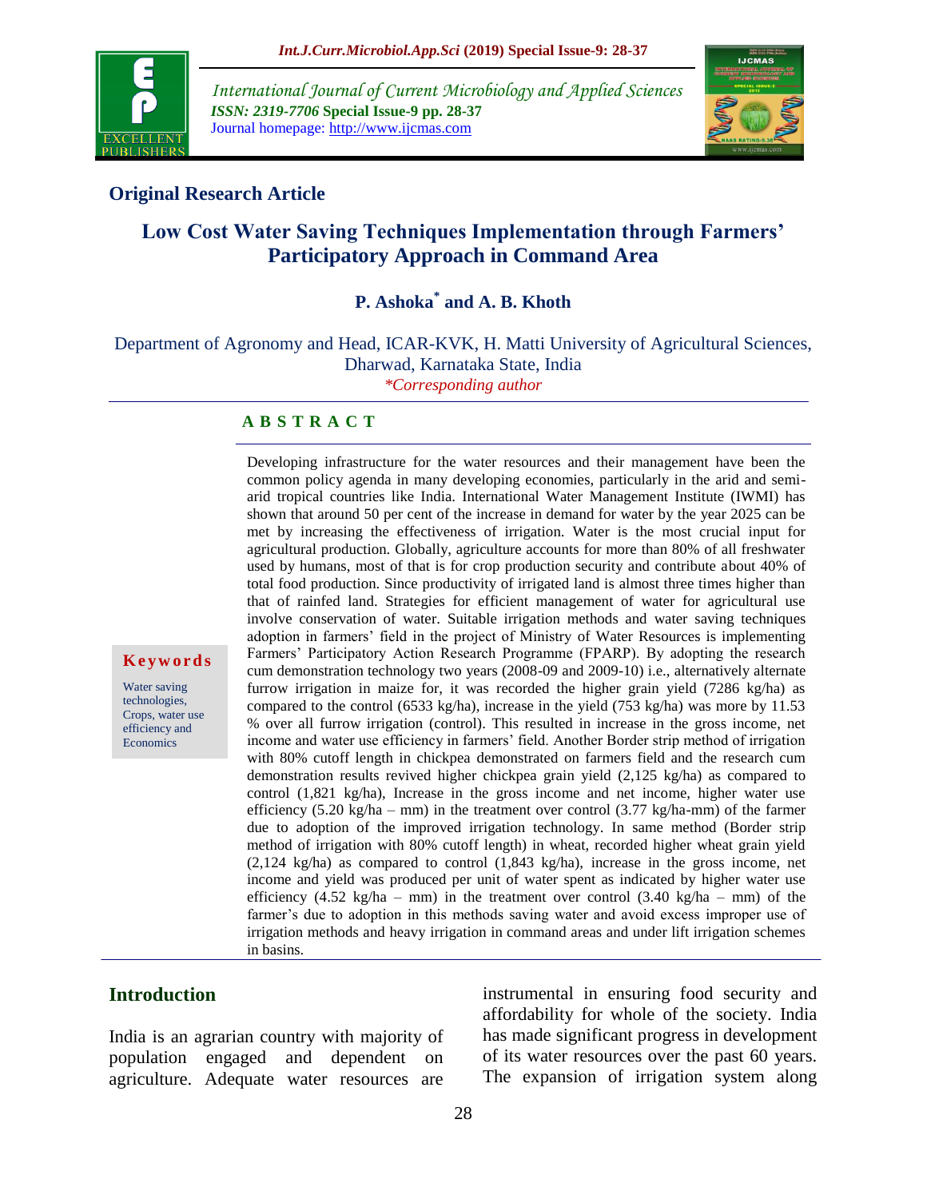**Original Research Article**

# Low Cost Water Saving Techniques Implementation through Farmers' Participatory Approach in Command Area

**P. Ashoka[*] and A. B. Khoth**

Department of Agronomy and Head, ICAR-KVK, H. Matti University of Agricultural Sciences, Dharwad, Karnataka State, India

*\*Corresponding author*

**Keywords**

Water saving technologies, Crops, water use efficiency and Economics

## ABSTRACT

Developing infrastructure for the water resources and their management have been the common policy agenda in many developing economies, particularly in the arid and semi-arid tropical countries like India. International Water Management Institute (IWMI) has shown that around 50 per cent of the increase in demand for water by the year 2025 can be met by increasing the effectiveness of irrigation. Water is the most crucial input for agricultural production. Globally, agriculture accounts for more than 80% of all freshwater used by humans, most of that is for crop production security and contribute about 40% of total food production. Since productivity of irrigated land is almost three times higher than that of rainfed land. Strategies for efficient management of water for agricultural use involve conservation of water. Suitable irrigation methods and water saving techniques adoption in farmers' field in the project of Ministry of Water Resources is implementing Farmers' Participatory Action Research Programme (FPARP). By adopting the research cum demonstration technology two years (2008-09 and 2009-10) i.e., alternatively alternate furrow irrigation in maize for, it was recorded the higher grain yield (7286 kg/ha) as compared to the control (6533 kg/ha), increase in the yield (753 kg/ha) was more by 11.53 % over all furrow irrigation (control). This resulted in increase in the gross income, net income and water use efficiency in farmers' field. Another Border strip method of irrigation with 80% cutoff length in chickpea demonstrated on farmers field and the research cum demonstration results revived higher chickpea grain yield (2,125 kg/ha) as compared to control (1,821 kg/ha), Increase in the gross income and net income, higher water use efficiency (5.20 kg/ha – mm) in the treatment over control (3.77 kg/ha-mm) of the farmer due to adoption of the improved irrigation technology. In same method (Border strip method of irrigation with 80% cutoff length) in wheat, recorded higher wheat grain yield (2,124 kg/ha) as compared to control (1,843 kg/ha), increase in the gross income, net income and yield was produced per unit of water spent as indicated by higher water use efficiency (4.52 kg/ha – mm) in the treatment over control (3.40 kg/ha – mm) of the farmer's due to adoption in this methods saving water and avoid excess improper use of irrigation methods and heavy irrigation in command areas and under lift irrigation schemes in basins.

## Introduction

India is an agrarian country with majority of population engaged and dependent on agriculture. Adequate water resources are instrumental in ensuring food security and affordability for whole of the society. India has made significant progress in development of its water resources over the past 60 years. The expansion of irrigation system along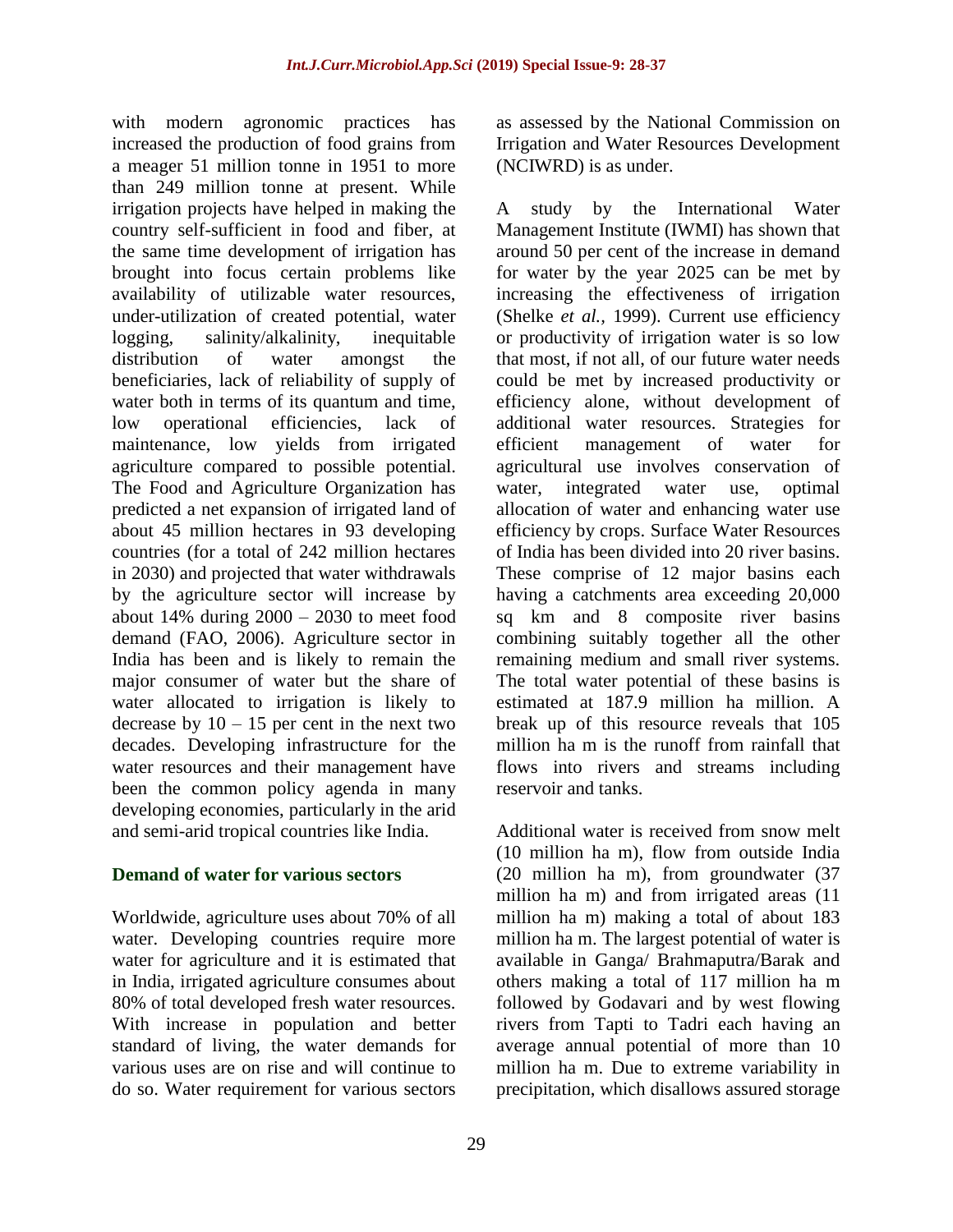with modern agronomic practices has increased the production of food grains from a meager 51 million tonne in 1951 to more than 249 million tonne at present. While irrigation projects have helped in making the country self-sufficient in food and fiber, at the same time development of irrigation has brought into focus certain problems like availability of utilizable water resources, under-utilization of created potential, water logging, salinity/alkalinity, inequitable distribution of water amongst the beneficiaries, lack of reliability of supply of water both in terms of its quantum and time, low operational efficiencies, lack of maintenance, low yields from irrigated agriculture compared to possible potential. The Food and Agriculture Organization has predicted a net expansion of irrigated land of about 45 million hectares in 93 developing countries (for a total of 242 million hectares in 2030) and projected that water withdrawals by the agriculture sector will increase by about 14% during 2000 – 2030 to meet food demand (FAO, 2006). Agriculture sector in India has been and is likely to remain the major consumer of water but the share of water allocated to irrigation is likely to decrease by 10 – 15 per cent in the next two decades. Developing infrastructure for the water resources and their management have been the common policy agenda in many developing economies, particularly in the arid and semi-arid tropical countries like India.

## Demand of water for various sectors

Worldwide, agriculture uses about 70% of all water. Developing countries require more water for agriculture and it is estimated that in India, irrigated agriculture consumes about 80% of total developed fresh water resources. With increase in population and better standard of living, the water demands for various uses are on rise and will continue to do so. Water requirement for various sectors as assessed by the National Commission on Irrigation and Water Resources Development (NCIWRD) is as under.

A study by the International Water Management Institute (IWMI) has shown that around 50 per cent of the increase in demand for water by the year 2025 can be met by increasing the effectiveness of irrigation (Shelke *et al.,* 1999). Current use efficiency or productivity of irrigation water is so low that most, if not all, of our future water needs could be met by increased productivity or efficiency alone, without development of additional water resources. Strategies for efficient management of water for agricultural use involves conservation of water, integrated water use, optimal allocation of water and enhancing water use efficiency by crops. Surface Water Resources of India has been divided into 20 river basins. These comprise of 12 major basins each having a catchments area exceeding 20,000 sq km and 8 composite river basins combining suitably together all the other remaining medium and small river systems. The total water potential of these basins is estimated at 187.9 million ha million. A break up of this resource reveals that 105 million ha m is the runoff from rainfall that flows into rivers and streams including reservoir and tanks.

Additional water is received from snow melt (10 million ha m), flow from outside India (20 million ha m), from groundwater (37 million ha m) and from irrigated areas (11 million ha m) making a total of about 183 million ha m. The largest potential of water is available in Ganga/ Brahmaputra/Barak and others making a total of 117 million ha m followed by Godavari and by west flowing rivers from Tapti to Tadri each having an average annual potential of more than 10 million ha m. Due to extreme variability in precipitation, which disallows assured storage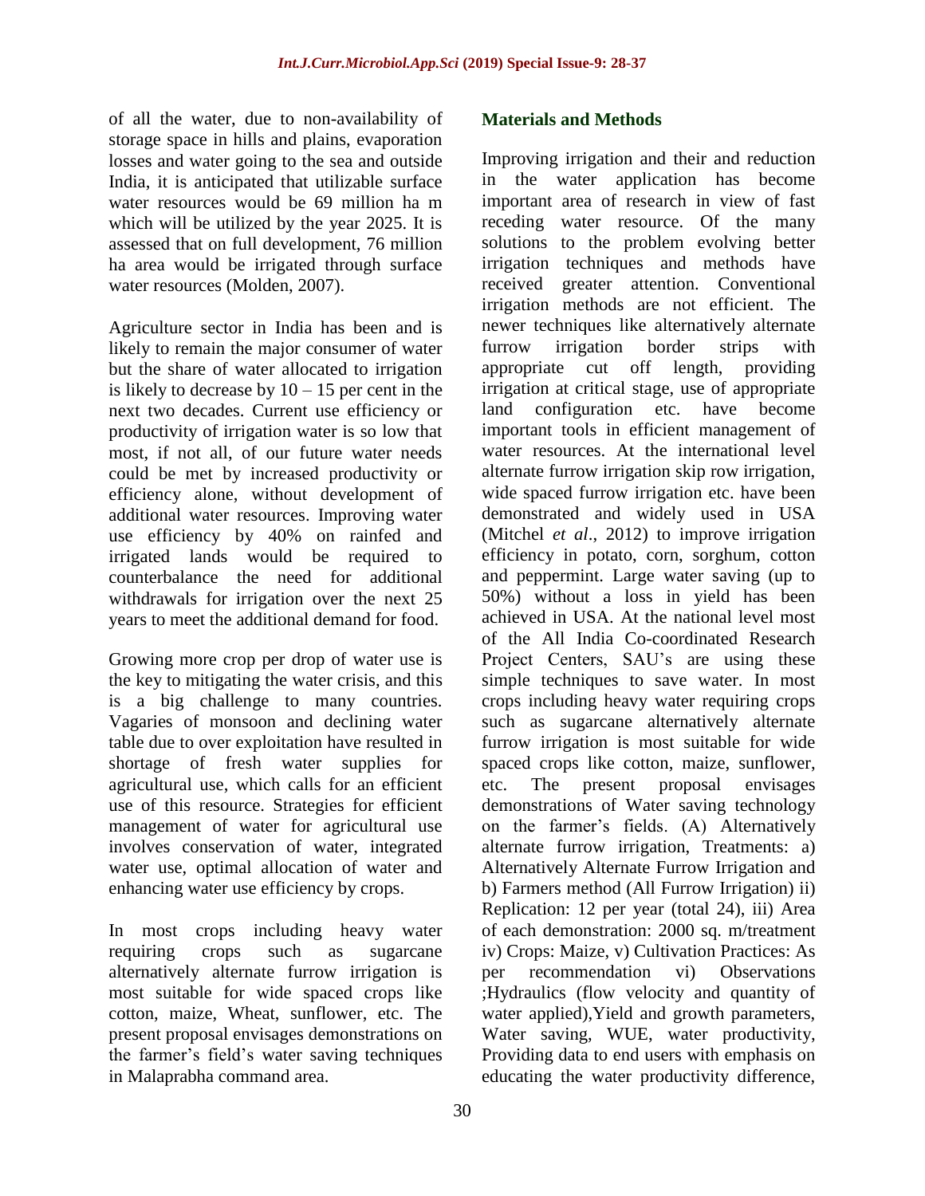of all the water, due to non-availability of storage space in hills and plains, evaporation losses and water going to the sea and outside India, it is anticipated that utilizable surface water resources would be 69 million ha m which will be utilized by the year 2025. It is assessed that on full development, 76 million ha area would be irrigated through surface water resources (Molden, 2007).

Agriculture sector in India has been and is likely to remain the major consumer of water but the share of water allocated to irrigation is likely to decrease by 10 – 15 per cent in the next two decades. Current use efficiency or productivity of irrigation water is so low that most, if not all, of our future water needs could be met by increased productivity or efficiency alone, without development of additional water resources. Improving water use efficiency by 40% on rainfed and irrigated lands would be required to counterbalance the need for additional withdrawals for irrigation over the next 25 years to meet the additional demand for food.

Growing more crop per drop of water use is the key to mitigating the water crisis, and this is a big challenge to many countries. Vagaries of monsoon and declining water table due to over exploitation have resulted in shortage of fresh water supplies for agricultural use, which calls for an efficient use of this resource. Strategies for efficient management of water for agricultural use involves conservation of water, integrated water use, optimal allocation of water and enhancing water use efficiency by crops.

In most crops including heavy water requiring crops such as sugarcane alternatively alternate furrow irrigation is most suitable for wide spaced crops like cotton, maize, Wheat, sunflower, etc. The present proposal envisages demonstrations on the farmer's field's water saving techniques in Malaprabha command area.

## Materials and Methods

Improving irrigation and their and reduction in the water application has become important area of research in view of fast receding water resource. Of the many solutions to the problem evolving better irrigation techniques and methods have received greater attention. Conventional irrigation methods are not efficient. The newer techniques like alternatively alternate furrow irrigation border strips with appropriate cut off length, providing irrigation at critical stage, use of appropriate land configuration etc. have become important tools in efficient management of water resources. At the international level alternate furrow irrigation skip row irrigation, wide spaced furrow irrigation etc. have been demonstrated and widely used in USA (Mitchel *et al*., 2012) to improve irrigation efficiency in potato, corn, sorghum, cotton and peppermint. Large water saving (up to 50%) without a loss in yield has been achieved in USA. At the national level most of the All India Co-coordinated Research Project Centers, SAU's are using these simple techniques to save water. In most crops including heavy water requiring crops such as sugarcane alternatively alternate furrow irrigation is most suitable for wide spaced crops like cotton, maize, sunflower, etc. The present proposal envisages demonstrations of Water saving technology on the farmer's fields. (A) Alternatively alternate furrow irrigation, Treatments: a) Alternatively Alternate Furrow Irrigation and b) Farmers method (All Furrow Irrigation) ii) Replication: 12 per year (total 24), iii) Area of each demonstration: 2000 sq. m/treatment iv) Crops: Maize, v) Cultivation Practices: As per recommendation vi) Observations ;Hydraulics (flow velocity and quantity of water applied),Yield and growth parameters, Water saving, WUE, water productivity, Providing data to end users with emphasis on educating the water productivity difference,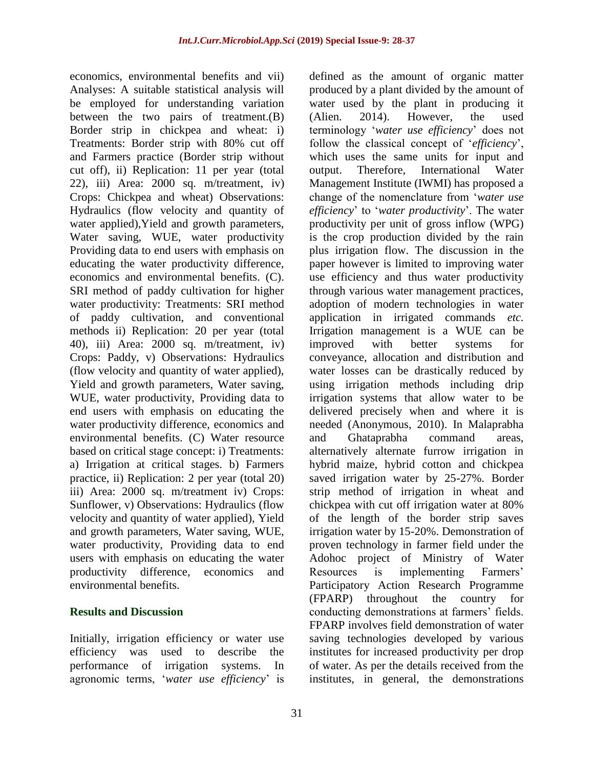economics, environmental benefits and vii) Analyses: A suitable statistical analysis will be employed for understanding variation between the two pairs of treatment.(B) Border strip in chickpea and wheat: i) Treatments: Border strip with 80% cut off and Farmers practice (Border strip without cut off), ii) Replication: 11 per year (total 22), iii) Area: 2000 sq. m/treatment, iv) Crops: Chickpea and wheat) Observations: Hydraulics (flow velocity and quantity of water applied),Yield and growth parameters, Water saving, WUE, water productivity Providing data to end users with emphasis on educating the water productivity difference, economics and environmental benefits. (C). SRI method of paddy cultivation for higher water productivity: Treatments: SRI method of paddy cultivation, and conventional methods ii) Replication: 20 per year (total 40), iii) Area: 2000 sq. m/treatment, iv) Crops: Paddy, v) Observations: Hydraulics (flow velocity and quantity of water applied), Yield and growth parameters, Water saving, WUE, water productivity, Providing data to end users with emphasis on educating the water productivity difference, economics and environmental benefits. (C) Water resource based on critical stage concept: i) Treatments: a) Irrigation at critical stages. b) Farmers practice, ii) Replication: 2 per year (total 20) iii) Area: 2000 sq. m/treatment iv) Crops: Sunflower, v) Observations: Hydraulics (flow velocity and quantity of water applied), Yield and growth parameters, Water saving, WUE, water productivity, Providing data to end users with emphasis on educating the water productivity difference, economics and environmental benefits.

## Results and Discussion

Initially, irrigation efficiency or water use efficiency was used to describe the performance of irrigation systems. In agronomic terms, '*water use efficiency*' is defined as the amount of organic matter produced by a plant divided by the amount of water used by the plant in producing it (Alien. 2014). However, the used terminology '*water use efficiency*' does not follow the classical concept of '*efficiency*', which uses the same units for input and output. Therefore, International Water Management Institute (IWMI) has proposed a change of the nomenclature from '*water use efficiency*' to '*water productivity*'. The water productivity per unit of gross inflow (WPG) is the crop production divided by the rain plus irrigation flow. The discussion in the paper however is limited to improving water use efficiency and thus water productivity through various water management practices, adoption of modern technologies in water application in irrigated commands *etc.* Irrigation management is a WUE can be improved with better systems for conveyance, allocation and distribution and water losses can be drastically reduced by using irrigation methods including drip irrigation systems that allow water to be delivered precisely when and where it is needed (Anonymous, 2010). In Malaprabha and Ghataprabha command areas, alternatively alternate furrow irrigation in hybrid maize, hybrid cotton and chickpea saved irrigation water by 25-27%. Border strip method of irrigation in wheat and chickpea with cut off irrigation water at 80% of the length of the border strip saves irrigation water by 15-20%. Demonstration of proven technology in farmer field under the Adohoc project of Ministry of Water Resources is implementing Farmers' Participatory Action Research Programme (FPARP) throughout the country for conducting demonstrations at farmers' fields. FPARP involves field demonstration of water saving technologies developed by various institutes for increased productivity per drop of water. As per the details received from the institutes, in general, the demonstrations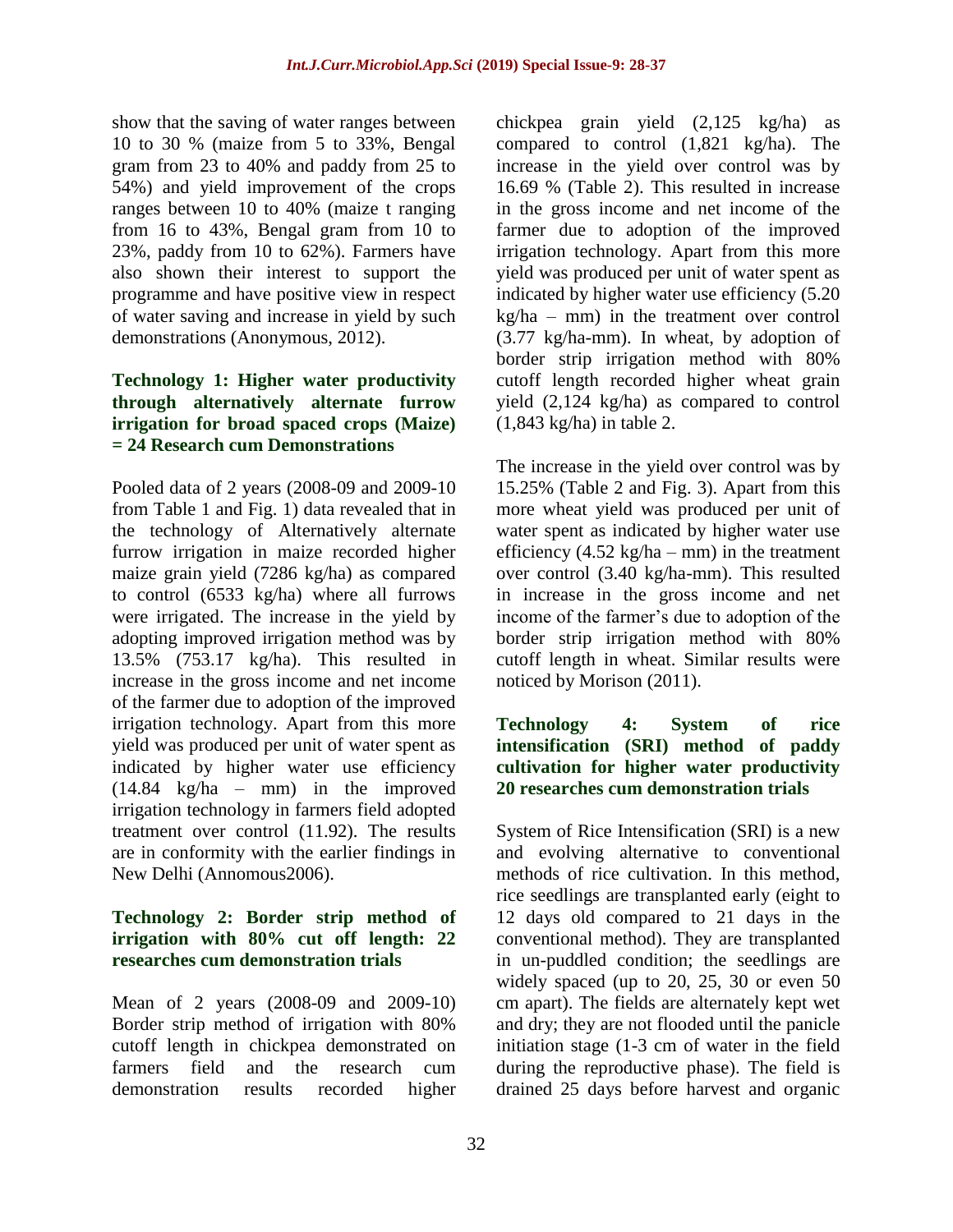show that the saving of water ranges between 10 to 30 % (maize from 5 to 33%, Bengal gram from 23 to 40% and paddy from 25 to 54%) and yield improvement of the crops ranges between 10 to 40% (maize t ranging from 16 to 43%, Bengal gram from 10 to 23%, paddy from 10 to 62%). Farmers have also shown their interest to support the programme and have positive view in respect of water saving and increase in yield by such demonstrations (Anonymous, 2012).

### Technology 1: Higher water productivity through alternatively alternate furrow irrigation for broad spaced crops (Maize) = 24 Research cum Demonstrations

Pooled data of 2 years (2008-09 and 2009-10 from Table 1 and Fig. 1) data revealed that in the technology of Alternatively alternate furrow irrigation in maize recorded higher maize grain yield (7286 kg/ha) as compared to control (6533 kg/ha) where all furrows were irrigated. The increase in the yield by adopting improved irrigation method was by 13.5% (753.17 kg/ha). This resulted in increase in the gross income and net income of the farmer due to adoption of the improved irrigation technology. Apart from this more yield was produced per unit of water spent as indicated by higher water use efficiency (14.84 kg/ha – mm) in the improved irrigation technology in farmers field adopted treatment over control (11.92). The results are in conformity with the earlier findings in New Delhi (Annomous2006).

### Technology 2: Border strip method of irrigation with 80% cut off length: 22 researches cum demonstration trials

Mean of 2 years (2008-09 and 2009-10) Border strip method of irrigation with 80% cutoff length in chickpea demonstrated on farmers field and the research cum demonstration results recorded higher chickpea grain yield (2,125 kg/ha) as compared to control (1,821 kg/ha). The increase in the yield over control was by 16.69 % (Table 2). This resulted in increase in the gross income and net income of the farmer due to adoption of the improved irrigation technology. Apart from this more yield was produced per unit of water spent as indicated by higher water use efficiency (5.20 kg/ha – mm) in the treatment over control (3.77 kg/ha-mm). In wheat, by adoption of border strip irrigation method with 80% cutoff length recorded higher wheat grain yield (2,124 kg/ha) as compared to control (1,843 kg/ha) in table 2.

The increase in the yield over control was by 15.25% (Table 2 and Fig. 3). Apart from this more wheat yield was produced per unit of water spent as indicated by higher water use efficiency (4.52 kg/ha – mm) in the treatment over control (3.40 kg/ha-mm). This resulted in increase in the gross income and net income of the farmer's due to adoption of the border strip irrigation method with 80% cutoff length in wheat. Similar results were noticed by Morison (2011).

### Technology 4: System of rice intensification (SRI) method of paddy cultivation for higher water productivity 20 researches cum demonstration trials

System of Rice Intensification (SRI) is a new and evolving alternative to conventional methods of rice cultivation. In this method, rice seedlings are transplanted early (eight to 12 days old compared to 21 days in the conventional method). They are transplanted in un-puddled condition; the seedlings are widely spaced (up to 20, 25, 30 or even 50 cm apart). The fields are alternately kept wet and dry; they are not flooded until the panicle initiation stage (1-3 cm of water in the field during the reproductive phase). The field is drained 25 days before harvest and organic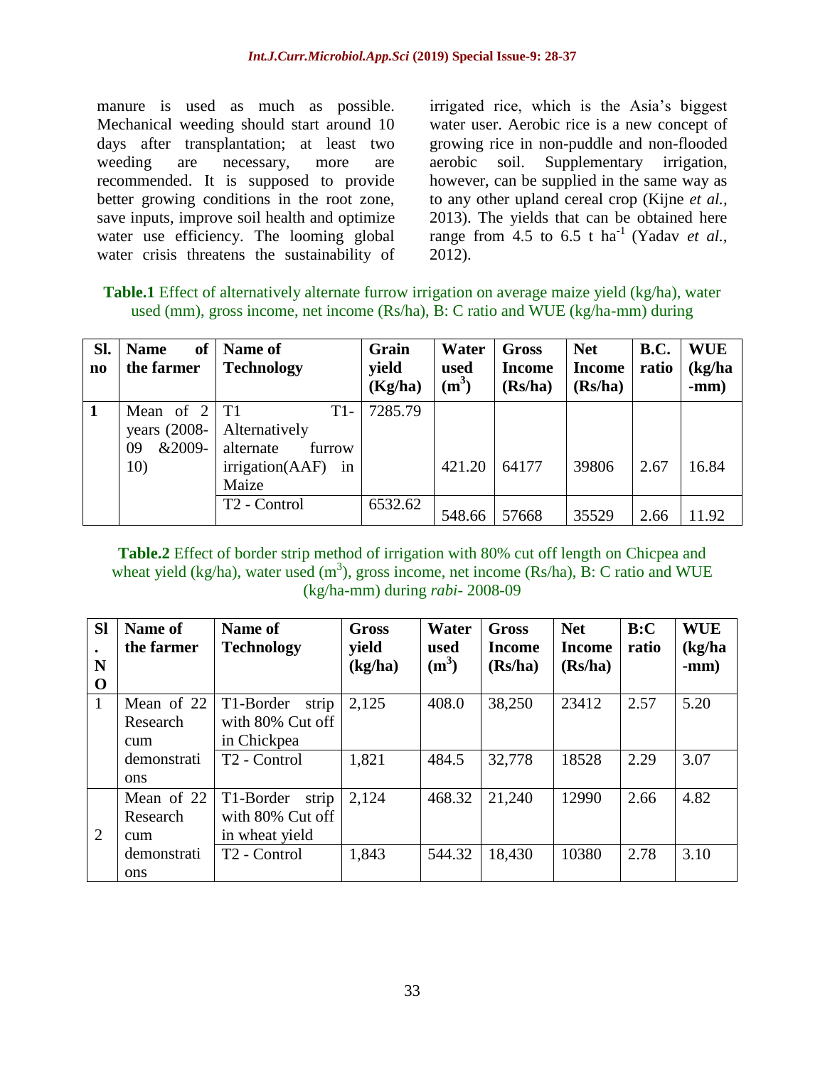manure is used as much as possible. Mechanical weeding should start around 10 days after transplantation; at least two weeding are necessary, more are recommended. It is supposed to provide better growing conditions in the root zone, save inputs, improve soil health and optimize water use efficiency. The looming global water crisis threatens the sustainability of irrigated rice, which is the Asia's biggest water user. Aerobic rice is a new concept of growing rice in non-puddle and non-flooded aerobic soil. Supplementary irrigation, however, can be supplied in the same way as to any other upland cereal crop (Kijne *et al.,* 2013). The yields that can be obtained here range from 4.5 to 6.5 t ha$^{-1}$ (Yadav *et al.,* 2012).

**Table.1** Effect of alternatively alternate furrow irrigation on average maize yield (kg/ha), water used (mm), gross income, net income (Rs/ha), B: C ratio and WUE (kg/ha-mm) during

| Sl. no | Name of the farmer | Name of Technology | Grain yield (Kg/ha) | Water used (m$^3$) | Gross Income (Rs/ha) | Net Income (Rs/ha) | B.C. ratio | WUE (kg/ha -mm) |
|---|---|---|---|---|---|---|---|---|
| 1 | Mean of 2 years (2008-09 &2009-10) | T1 T1- Alternatively alternate furrow irrigation(AAF) in Maize | 7285.79 | 421.20 | 64177 | 39806 | 2.67 | 16.84 |
| | | T2 - Control | 6532.62 | 548.66 | 57668 | 35529 | 2.66 | 11.92 |

**Table.2** Effect of border strip method of irrigation with 80% cut off length on Chicpea and wheat yield (kg/ha), water used (m$^3$), gross income, net income (Rs/ha), B: C ratio and WUE (kg/ha-mm) during *rabi*- 2008-09

| Sl. NO | Name of the farmer | Name of Technology | Gross yield (kg/ha) | Water used (m$^3$) | Gross Income (Rs/ha) | Net Income (Rs/ha) | B:C ratio | WUE (kg/ha -mm) |
|---|---|---|---|---|---|---|---|---|
| 1 | Mean of 22 Research cum demonstrations | T1-Border strip with 80% Cut off in Chickpea | 2,125 | 408.0 | 38,250 | 23412 | 2.57 | 5.20 |
| | | T2 - Control | 1,821 | 484.5 | 32,778 | 18528 | 2.29 | 3.07 |
| 2 | Mean of 22 Research cum demonstrations | T1-Border strip with 80% Cut off in wheat yield | 2,124 | 468.32 | 21,240 | 12990 | 2.66 | 4.82 |
| | | T2 - Control | 1,843 | 544.32 | 18,430 | 10380 | 2.78 | 3.10 |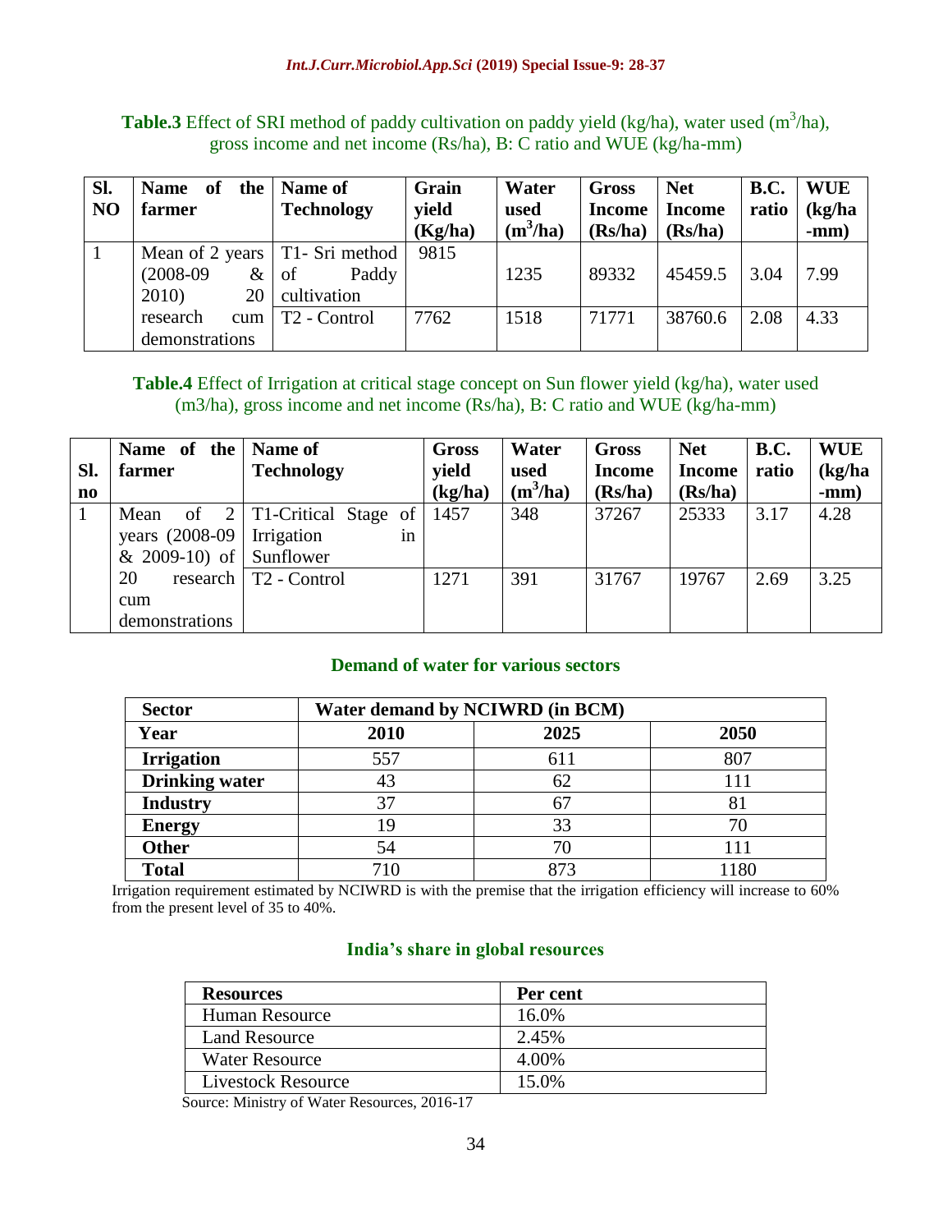**Table.3** Effect of SRI method of paddy cultivation on paddy yield (kg/ha), water used ($m^3$/ha), gross income and net income (Rs/ha), B: C ratio and WUE (kg/ha-mm)

| Sl. NO | Name of the farmer | Name of Technology | Grain yield (Kg/ha) | Water used ($m^3$/ha) | Gross Income (Rs/ha) | Net Income (Rs/ha) | B.C. ratio | WUE (kg/ha -mm) |
|---|---|---|---|---|---|---|---|---|
| 1 | Mean of 2 years (2008-09 & 2010) 20 research cum demonstrations | T1- Sri method of Paddy cultivation | 9815 | 1235 | 89332 | 45459.5 | 3.04 | 7.99 |
| | | T2 - Control | 7762 | 1518 | 71771 | 38760.6 | 2.08 | 4.33 |

**Table.4** Effect of Irrigation at critical stage concept on Sun flower yield (kg/ha), water used (m3/ha), gross income and net income (Rs/ha), B: C ratio and WUE (kg/ha-mm)

| Sl. no | Name of the farmer | Name of Technology | Gross yield (kg/ha) | Water used ($m^3$/ha) | Gross Income (Rs/ha) | Net Income (Rs/ha) | B.C. ratio | WUE (kg/ha -mm) |
|---|---|---|---|---|---|---|---|---|
| 1 | Mean of 2 years (2008-09 & 2009-10) of 20 research cum demonstrations | T1-Critical Stage of Irrigation in Sunflower | 1457 | 348 | 37267 | 25333 | 3.17 | 4.28 |
| | | T2 - Control | 1271 | 391 | 31767 | 19767 | 2.69 | 3.25 |

**Demand of water for various sectors**

| Sector | Water demand by NCIWRD (in BCM) | | |
|---|---|---|---|
| Year | 2010 | 2025 | 2050 |
| Irrigation | 557 | 611 | 807 |
| Drinking water | 43 | 62 | 111 |
| Industry | 37 | 67 | 81 |
| Energy | 19 | 33 | 70 |
| Other | 54 | 70 | 111 |
| Total | 710 | 873 | 1180 |

Irrigation requirement estimated by NCIWRD is with the premise that the irrigation efficiency will increase to 60% from the present level of 35 to 40%.

**India's share in global resources**

| Resources | Per cent |
|---|---|
| Human Resource | 16.0% |
| Land Resource | 2.45% |
| Water Resource | 4.00% |
| Livestock Resource | 15.0% |

Source: Ministry of Water Resources, 2016-17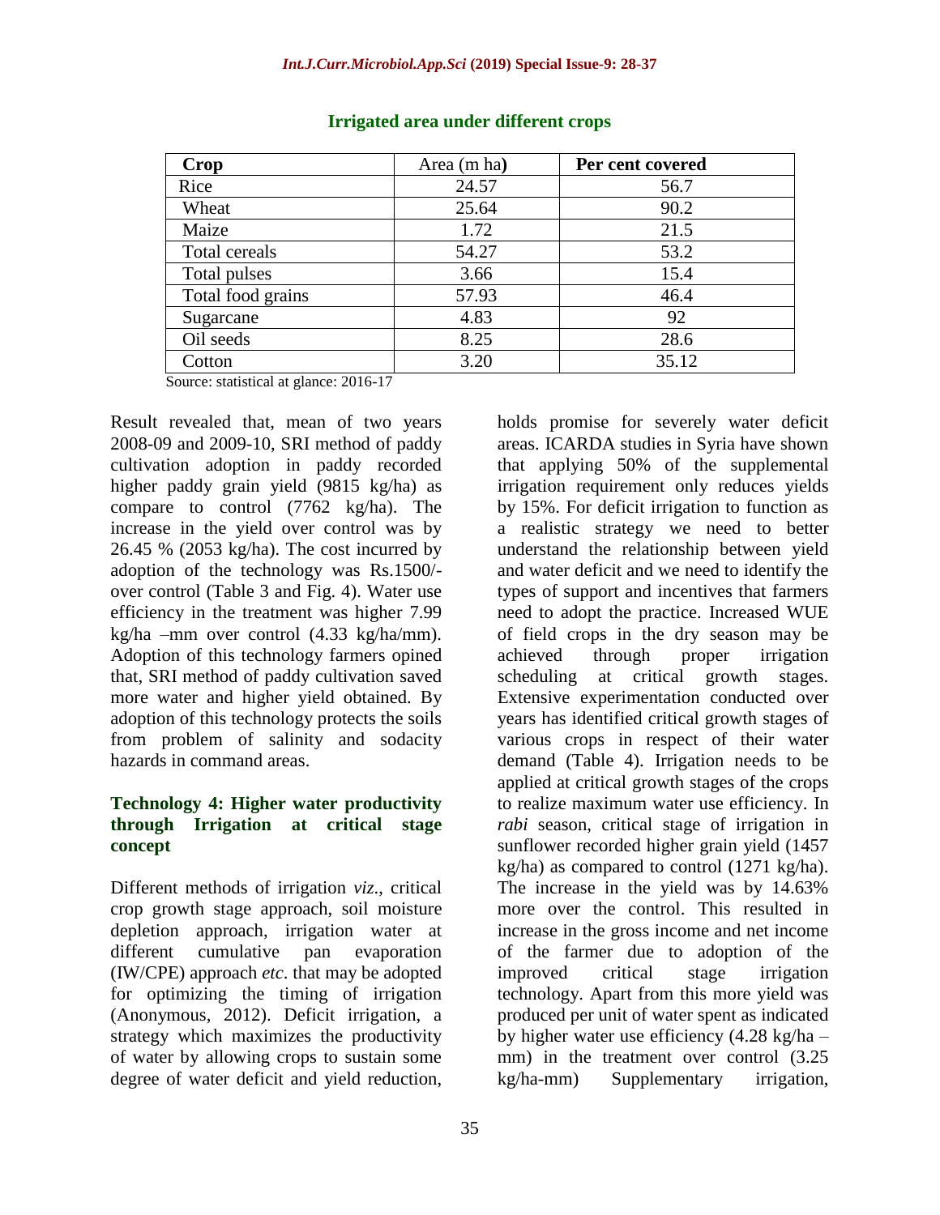**Irrigated area under different crops**

| Crop | Area (m ha) | Per cent covered |
|---|---|---|
| Rice | 24.57 | 56.7 |
| Wheat | 25.64 | 90.2 |
| Maize | 1.72 | 21.5 |
| Total cereals | 54.27 | 53.2 |
| Total pulses | 3.66 | 15.4 |
| Total food grains | 57.93 | 46.4 |
| Sugarcane | 4.83 | 92 |
| Oil seeds | 8.25 | 28.6 |
| Cotton | 3.20 | 35.12 |

Source: statistical at glance: 2016-17

Result revealed that, mean of two years 2008-09 and 2009-10, SRI method of paddy cultivation adoption in paddy recorded higher paddy grain yield (9815 kg/ha) as compare to control (7762 kg/ha). The increase in the yield over control was by 26.45 % (2053 kg/ha). The cost incurred by adoption of the technology was Rs.1500/- over control (Table 3 and Fig. 4). Water use efficiency in the treatment was higher 7.99 kg/ha –mm over control (4.33 kg/ha/mm). Adoption of this technology farmers opined that, SRI method of paddy cultivation saved more water and higher yield obtained. By adoption of this technology protects the soils from problem of salinity and sodacity hazards in command areas.

### Technology 4: Higher water productivity through Irrigation at critical stage concept

Different methods of irrigation *viz*., critical crop growth stage approach, soil moisture depletion approach, irrigation water at different cumulative pan evaporation (IW/CPE) approach *etc*. that may be adopted for optimizing the timing of irrigation (Anonymous, 2012). Deficit irrigation, a strategy which maximizes the productivity of water by allowing crops to sustain some degree of water deficit and yield reduction, holds promise for severely water deficit areas. ICARDA studies in Syria have shown that applying 50% of the supplemental irrigation requirement only reduces yields by 15%. For deficit irrigation to function as a realistic strategy we need to better understand the relationship between yield and water deficit and we need to identify the types of support and incentives that farmers need to adopt the practice. Increased WUE of field crops in the dry season may be achieved through proper irrigation scheduling at critical growth stages. Extensive experimentation conducted over years has identified critical growth stages of various crops in respect of their water demand (Table 4). Irrigation needs to be applied at critical growth stages of the crops to realize maximum water use efficiency. In *rabi* season, critical stage of irrigation in sunflower recorded higher grain yield (1457 kg/ha) as compared to control (1271 kg/ha). The increase in the yield was by 14.63% more over the control. This resulted in increase in the gross income and net income of the farmer due to adoption of the improved critical stage irrigation technology. Apart from this more yield was produced per unit of water spent as indicated by higher water use efficiency (4.28 kg/ha –mm) in the treatment over control (3.25 kg/ha-mm) Supplementary irrigation,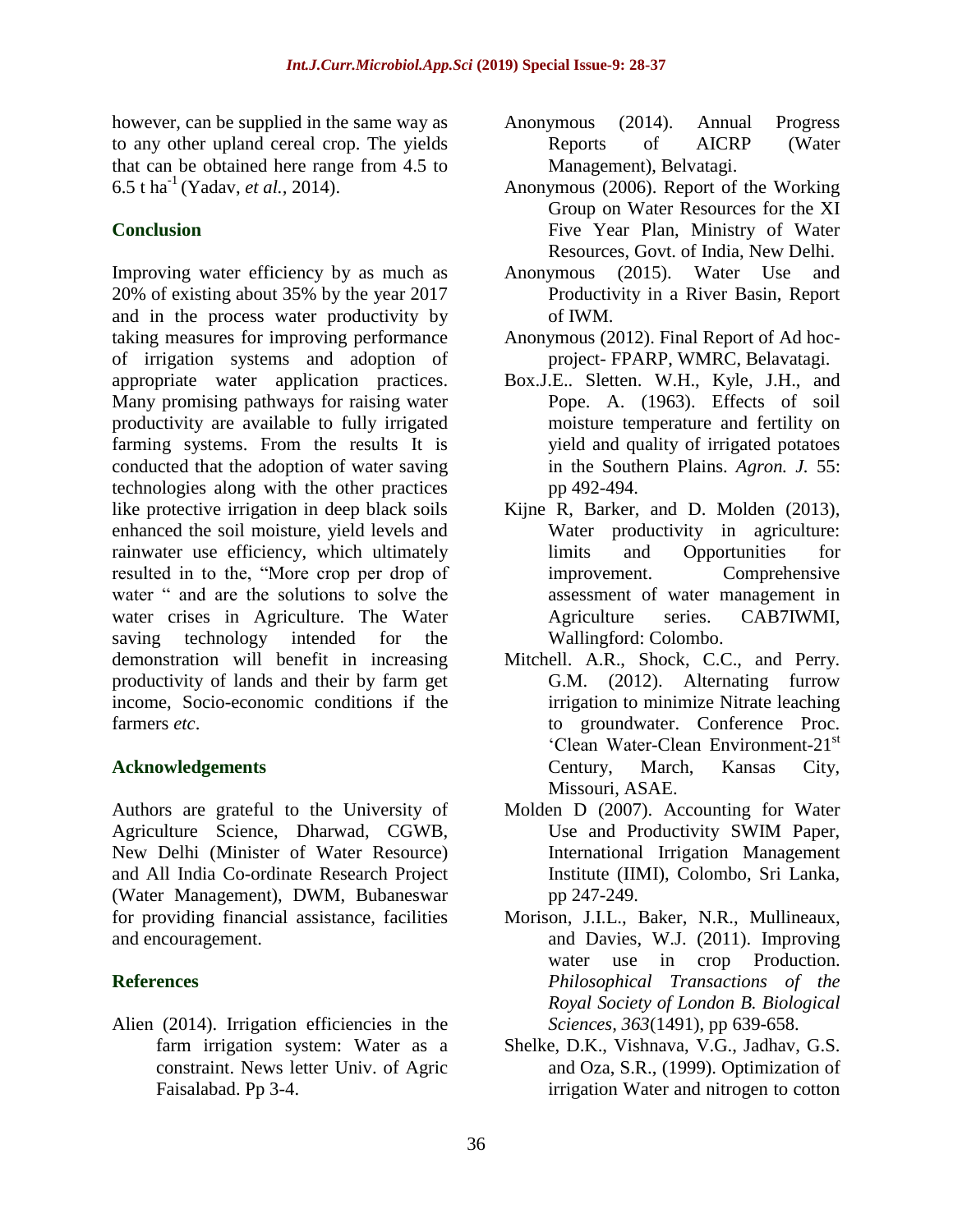however, can be supplied in the same way as to any other upland cereal crop. The yields that can be obtained here range from 4.5 to 6.5 t ha$^{-1}$ (Yadav, *et al.*, 2014).

## Conclusion

Improving water efficiency by as much as 20% of existing about 35% by the year 2017 and in the process water productivity by taking measures for improving performance of irrigation systems and adoption of appropriate water application practices. Many promising pathways for raising water productivity are available to fully irrigated farming systems. From the results It is conducted that the adoption of water saving technologies along with the other practices like protective irrigation in deep black soils enhanced the soil moisture, yield levels and rainwater use efficiency, which ultimately resulted in to the, "More crop per drop of water " and are the solutions to solve the water crises in Agriculture. The Water saving technology intended for the demonstration will benefit in increasing productivity of lands and their by farm get income, Socio-economic conditions if the farmers *etc*.

## Acknowledgements

Authors are grateful to the University of Agriculture Science, Dharwad, CGWB, New Delhi (Minister of Water Resource) and All India Co-ordinate Research Project (Water Management), DWM, Bubaneswar for providing financial assistance, facilities and encouragement.

## References

Alien (2014). Irrigation efficiencies in the farm irrigation system: Water as a constraint. News letter Univ. of Agric Faisalabad. Pp 3-4.

Anonymous (2014). Annual Progress Reports of AICRP (Water Management), Belvatagi.

Anonymous (2006). Report of the Working Group on Water Resources for the XI Five Year Plan, Ministry of Water Resources, Govt. of India, New Delhi.

Anonymous (2015). Water Use and Productivity in a River Basin, Report of IWM.

Anonymous (2012). Final Report of Ad hoc-project- FPARP, WMRC, Belavatagi.

Box.J.E.. Sletten. W.H., Kyle, J.H., and Pope. A. (1963). Effects of soil moisture temperature and fertility on yield and quality of irrigated potatoes in the Southern Plains. *Agron. J.* 55: pp 492-494.

Kijne R, Barker, and D. Molden (2013), Water productivity in agriculture: limits and Opportunities for improvement. Comprehensive assessment of water management in Agriculture series. CAB7IWMI, Wallingford: Colombo.

Mitchell. A.R., Shock, C.C., and Perry. G.M. (2012). Alternating furrow irrigation to minimize Nitrate leaching to groundwater. Conference Proc. 'Clean Water-Clean Environment-21st Century, March, Kansas City, Missouri, ASAE.

Molden D (2007). Accounting for Water Use and Productivity SWIM Paper, International Irrigation Management Institute (IIMI), Colombo, Sri Lanka, pp 247-249.

Morison, J.I.L., Baker, N.R., Mullineaux, and Davies, W.J. (2011). Improving water use in crop Production. *Philosophical Transactions of the Royal Society of London B. Biological Sciences, 363*(1491), pp 639-658.

Shelke, D.K., Vishnava, V.G., Jadhav, G.S. and Oza, S.R., (1999). Optimization of irrigation Water and nitrogen to cotton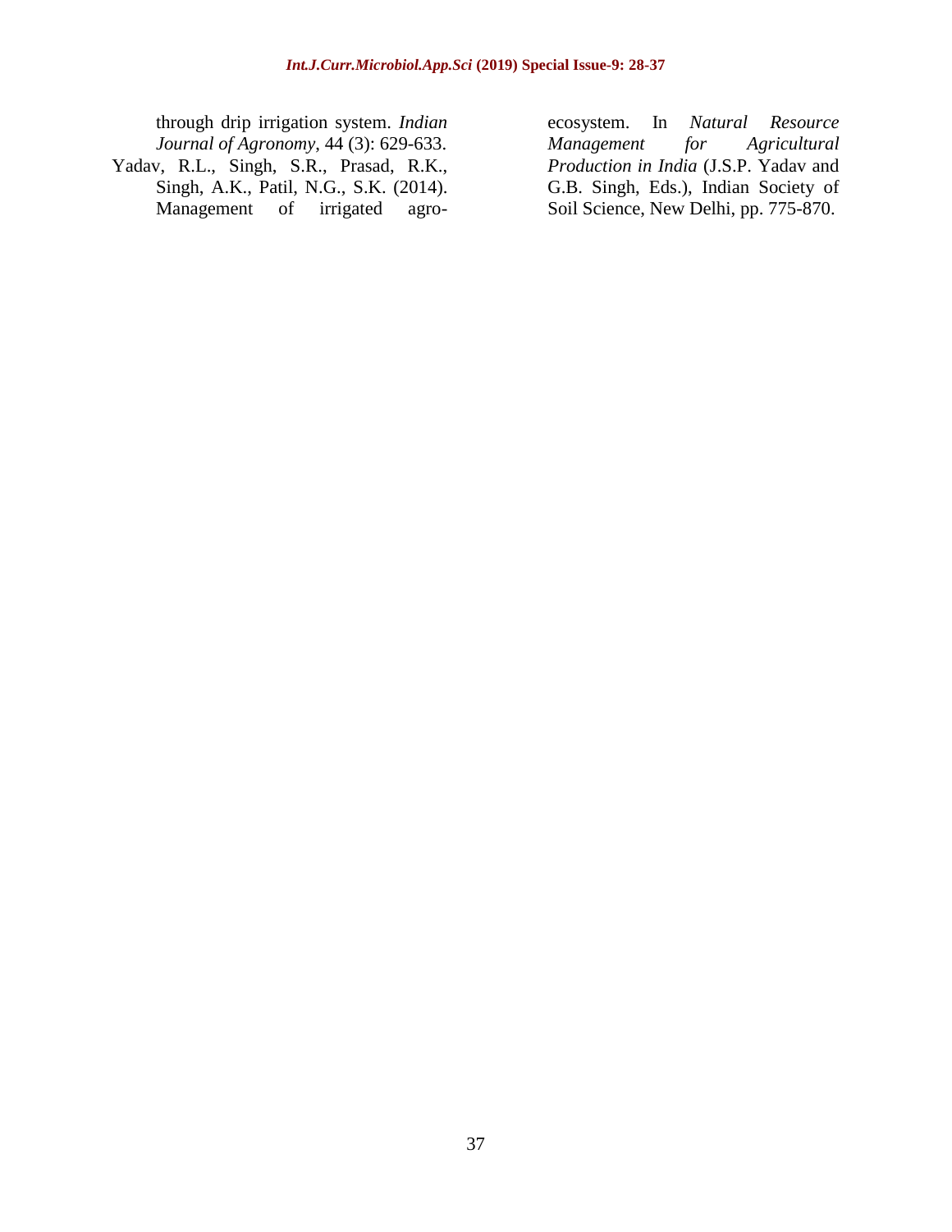through drip irrigation system. *Indian Journal of Agronomy*, 44 (3): 629-633.

Yadav, R.L., Singh, S.R., Prasad, R.K., Singh, A.K., Patil, N.G., S.K. (2014). Management of irrigated agro-ecosystem. In *Natural Resource Management for Agricultural Production in India* (J.S.P. Yadav and G.B. Singh, Eds.), Indian Society of Soil Science, New Delhi, pp. 775-870.